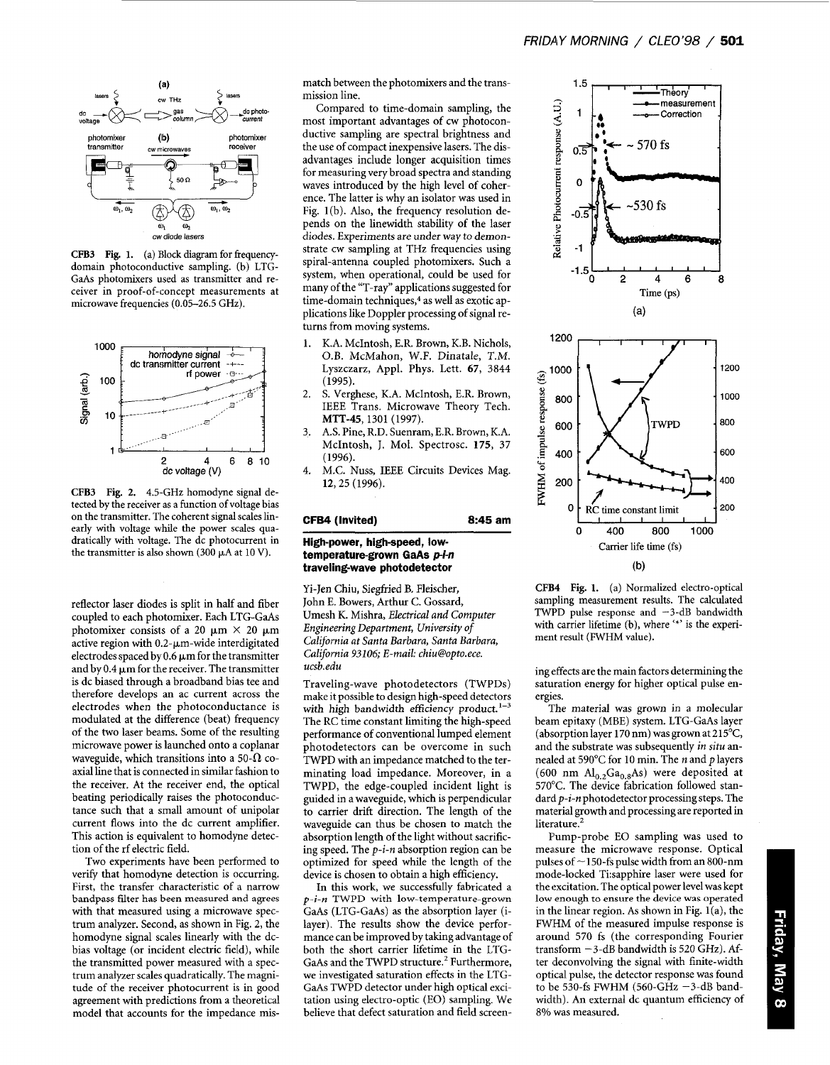CFB3 Fig. 1. (a) Block diagram for frequency-domain photoconductive sampling. (b) LTG-GaAs photomixers used as transmitter and receiver in proof-of-concept measurements at microwave frequencies (0.05–26.5 GHz).

CFB3 Fig. 2. 4.5-GHz homodyne signal detected by the receiver as a function of voltage bias on the transmitter. The coherent signal scales linearly with voltage while the power scales quadratically with voltage. The dc photocurrent in the transmitter is also shown (300 μA at 10 V).

reflector laser diodes is split in half and fiber coupled to each photomixer. Each LTG-GaAs photomixer consists of a 20 μm × 20 μm active region with 0.2-μm-wide interdigitated electrodes spaced by 0.6 μm for the transmitter and by 0.4 μm for the receiver. The transmitter is dc biased through a broadband bias tee and therefore develops an ac current across the electrodes when the photoconductance is modulated at the difference (beat) frequency of the two laser beams. Some of the resulting microwave power is launched onto a coplanar waveguide, which transitions into a 50-Ω coaxial line that is connected in similar fashion to the receiver. At the receiver end, the optical beating periodically raises the photoconductance such that a small amount of unipolar current flows into the dc current amplifier. This action is equivalent to homodyne detection of the rf electric field.

Two experiments have been performed to verify that homodyne detection is occurring. First, the transfer characteristic of a narrow bandpass filter has been measured and agrees with that measured using a microwave spectrum analyzer. Second, as shown in Fig. 2, the homodyne signal scales linearly with the dc-bias voltage (or incident electric field), while the transmitted power measured with a spectrum analyzer scales quadratically. The magnitude of the receiver photocurrent is in good agreement with predictions from a theoretical model that accounts for the impedance mismatch between the photomixers and the transmission line.

Compared to time-domain sampling, the most important advantages of cw photoconductive sampling are spectral brightness and the use of compact inexpensive lasers. The disadvantages include longer acquisition times for measuring very broad spectra and standing waves introduced by the high level of coherence. The latter is why an isolator was used in Fig. 1(b). Also, the frequency resolution depends on the linewidth stability of the laser diodes. Experiments are under way to demonstrate cw sampling at THz frequencies using spiral-antenna coupled photomixers. Such a system, when operational, could be used for many of the "T-ray" applications suggested for time-domain techniques,[4] as well as exotic applications like Doppler processing of signal returns from moving systems.

1. K.A. McIntosh, E.R. Brown, K.B. Nichols, O.B. McMahon, W.F. Dinatale, T.M. Lyszczarz, Appl. Phys. Lett. **67**, 3844 (1995).
2. S. Verghese, K.A. McIntosh, E.R. Brown, IEEE Trans. Microwave Theory Tech. **MTT-45**, 1301 (1997).
3. A.S. Pine, R.D. Suenram, E.R. Brown, K.A. McIntosh, J. Mol. Spectrosc. **175**, 37 (1996).
4. M.C. Nuss, IEEE Circuits Devices Mag. **12**, 25 (1996).

**CFB4 (Invited)** **8:45 am**

## High-power, high-speed, low-temperature-grown GaAs *p-i-n* traveling-wave photodetector

Yi-Jen Chiu, Siegfried B. Fleischer, John E. Bowers, Arthur C. Gossard, Umesh K. Mishra, *Electrical and Computer Engineering Department, University of California at Santa Barbara, Santa Barbara, California 93106; E-mail: chiu@opto.ece.ucsb.edu*

Traveling-wave photodetectors (TWPDs) make it possible to design high-speed detectors with high bandwidth efficiency product.[1–3] The RC time constant limiting the high-speed performance of conventional lumped element photodetectors can be overcome in such TWPD with an impedance matched to the terminating load impedance. Moreover, in a TWPD, the edge-coupled incident light is guided in a waveguide, which is perpendicular to carrier drift direction. The length of the waveguide can thus be chosen to match the absorption length of the light without sacrificing speed. The *p-i-n* absorption region can be optimized for speed while the length of the device is chosen to obtain a high efficiency.

In this work, we successfully fabricated a *p-i-n* TWPD with low-temperature-grown GaAs (LTG-GaAs) as the absorption layer (i-layer). The results show the device performance can be improved by taking advantage of both the short carrier lifetime in the LTG-GaAs and the TWPD structure.[2] Furthermore, we investigated saturation effects in the LTG-GaAs TWPD detector under high optical excitation using electro-optic (EO) sampling. We believe that defect saturation and field screening effects are the main factors determining the saturation energy for higher optical pulse energies.

The material was grown in a molecular beam epitaxy (MBE) system. LTG-GaAs layer (absorption layer 170 nm) was grown at 215°C, and the substrate was subsequently *in situ* annealed at 590°C for 10 min. The *n* and *p* layers (600 nm $Al_{0.2}Ga_{0.8}As$) were deposited at 570°C. The device fabrication followed standard *p-i-n* photodetector processing steps. The material growth and processing are reported in literature.[2]

Pump-probe EO sampling was used to measure the microwave response. Optical pulses of ~150-fs pulse width from an 800-nm mode-locked Ti:sapphire laser were used for the excitation. The optical power level was kept low enough to ensure the device was operated in the linear region. As shown in Fig. 1(a), the FWHM of the measured impulse response is around 570 fs (the corresponding Fourier transform −3-dB bandwidth is 520 GHz). After deconvolving the signal with finite-width optical pulse, the detector response was found to be 530-fs FWHM (560-GHz −3-dB bandwidth). An external dc quantum efficiency of 8% was measured.

CFB4 Fig. 1. (a) Normalized electro-optical sampling measurement results. The calculated TWPD pulse response and −3-dB bandwidth with carrier lifetime (b), where '*' is the experiment result (FWHM value).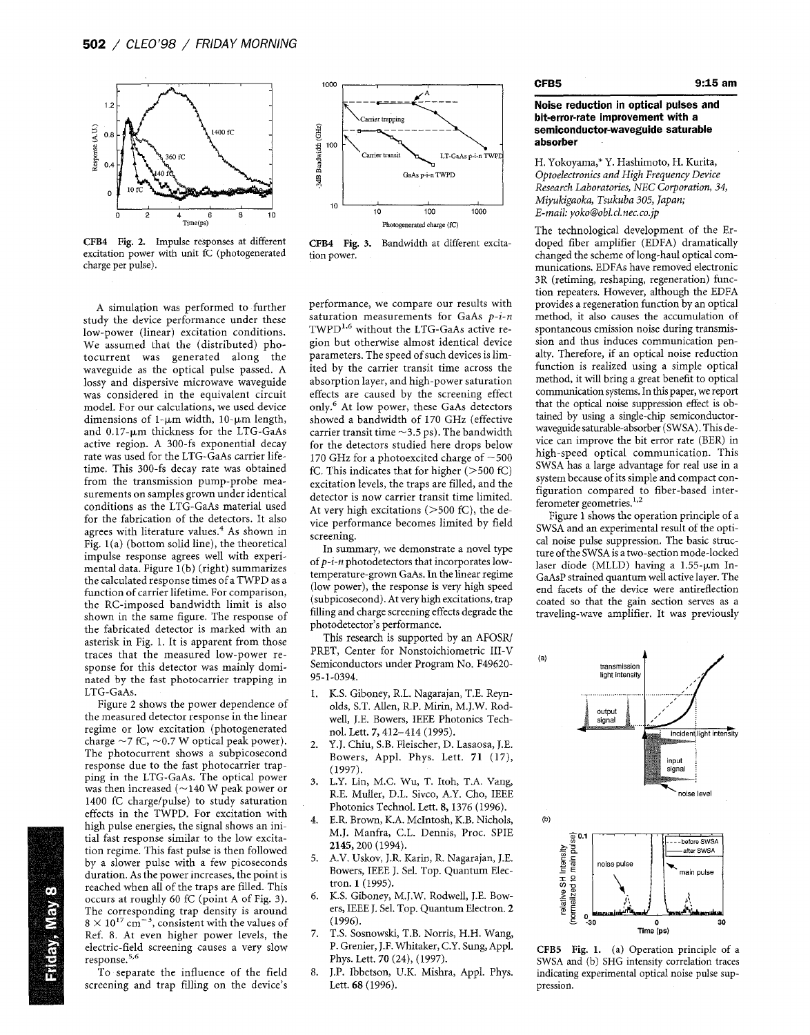1.2

0.8

0.4

0

Response (A.U.)

1400 fC

360 fC

140 fC

10 fC

0 2 4 6 8 10

Time(ps)

CFB4 Fig. 2. Impulse responses at different excitation power with unit fC (photogenerated charge per pulse).

1000

A

Carrier trapping

100

-3dB Bandwidth (GHz)

Carrier transit

LT-GaAs p-i-n TWPD

GaAs p-i-n TWPD

10

10 100 1000

Photogenerated charge (fC)

CFB4 Fig. 3. Bandwidth at different excitation power.

A simulation was performed to further study the device performance under these low-power (linear) excitation conditions. We assumed that the (distributed) photocurrent was generated along the waveguide as the optical pulse passed. A lossy and dispersive microwave waveguide was considered in the equivalent circuit model. For our calculations, we used device dimensions of 1-μm width, 10-μm length, and 0.17-μm thickness for the LTG-GaAs active region. A 300-fs exponential decay rate was used for the LTG-GaAs carrier lifetime. This 300-fs decay rate was obtained from the transmission pump-probe measurements on samples grown under identical conditions as the LTG-GaAs material used for the fabrication of the detectors. It also agrees with literature values.[4] As shown in Fig. 1(a) (bottom solid line), the theoretical impulse response agrees well with experimental data. Figure 1(b) (right) summarizes the calculated response times of a TWPD as a function of carrier lifetime. For comparison, the RC-imposed bandwidth limit is also shown in the same figure. The response of the fabricated detector is marked with an asterisk in Fig. 1. It is apparent from those traces that the measured low-power response for this detector was mainly dominated by the fast photocarrier trapping in LTG-GaAs.

Figure 2 shows the power dependence of the measured detector response in the linear regime or low excitation (photogenerated charge ~7 fC, ~0.7 W optical peak power). The photocurrent shows a subpicosecond response due to the fast photocarrier trapping in the LTG-GaAs. The optical power was then increased (~140 W peak power or 1400 fC charge/pulse) to study saturation effects in the TWPD. For excitation with high pulse energies, the signal shows an initial fast response similar to the low excitation regime. This fast pulse is then followed by a slower pulse with a few picoseconds duration. As the power increases, the point is reached when all of the traps are filled. This occurs at roughly 60 fC (point A of Fig. 3). The corresponding trap density is around $8 \times 10^{17}$ cm$^{-3}$, consistent with the values of Ref. 8. At even higher power levels, the electric-field screening causes a very slow response.[5,6]

To separate the influence of the field screening and trap filling on the device's performance, we compare our results with saturation measurements for GaAs *p-i-n* TWPD[1,6] without the LTG-GaAs active region but otherwise almost identical device parameters. The speed of such devices is limited by the carrier transit time across the absorption layer, and high-power saturation effects are caused by the screening effect only.[6] At low power, these GaAs detectors showed a bandwidth of 170 GHz (effective carrier transit time ~3.5 ps). The bandwidth for the detectors studied here drops below 170 GHz for a photoexcited charge of ~500 fC. This indicates that for higher (>500 fC) excitation levels, the traps are filled, and the detector is now carrier transit time limited. At very high excitations (>500 fC), the device performance becomes limited by field screening.

In summary, we demonstrate a novel type of *p-i-n* photodetectors that incorporates low-temperature-grown GaAs. In the linear regime (low power), the response is very high speed (subpicosecond). At very high excitations, trap filling and charge screening effects degrade the photodetector's performance.

This research is supported by an AFOSR/PRET, Center for Nonstoichiometric III-V Semiconductors under Program No. F49620-95-1-0394.

1. K.S. Giboney, R.L. Nagarajan, T.E. Reynolds, S.T. Allen, R.P. Mirin, M.J.W. Rodwell, J.E. Bowers, IEEE Photonics Technol. Lett. **7**, 412–414 (1995).
2. Y.J. Chiu, S.B. Fleischer, D. Lasaosa, J.E. Bowers, Appl. Phys. Lett. **71** (17), (1997).
3. L.Y. Lin, M.C. Wu, T. Itoh, T.A. Vang, R.E. Muller, D.L. Sivco, A.Y. Cho, IEEE Photonics Technol. Lett. **8**, 1376 (1996).
4. E.R. Brown, K.A. McIntosh, K.B. Nichols, M.J. Manfra, C.L. Dennis, Proc. SPIE **2145**, 200 (1994).
5. A.V. Uskov, J.R. Karin, R. Nagarajan, J.E. Bowers, IEEE J. Sel. Top. Quantum Electron. **1** (1995).
6. K.S. Giboney, M.J.W. Rodwell, J.E. Bowers, IEEE J. Sel. Top. Quantum Electron. **2** (1996).
7. T.S. Sosnowski, T.B. Norris, H.H. Wang, P. Grenier, J.F. Whitaker, C.Y. Sung, Appl. Phys. Lett. **70** (24), (1997).
8. J.P. Ibbetson, U.K. Mishra, Appl. Phys. Lett. **68** (1996).

**CFB5** **9:15 am**

## Noise reduction in optical pulses and bit-error-rate improvement with a semiconductor-waveguide saturable absorber

H. Yokoyama,* Y. Hashimoto, H. Kurita, *Optoelectronics and High Frequency Device Research Laboratories, NEC Corporation, 34, Miyukigaoka, Tsukuba 305, Japan; E-mail: yoko@obl.cl.nec.co.jp*

The technological development of the Er-doped fiber amplifier (EDFA) dramatically changed the scheme of long-haul optical communications. EDFAs have removed electronic 3R (retiming, reshaping, regeneration) function repeaters. However, although the EDFA provides a regeneration function by an optical method, it also causes the accumulation of spontaneous emission noise during transmission and thus induces communication penalty. Therefore, if an optical noise reduction function is realized using a simple optical method, it will bring a great benefit to optical communication systems. In this paper, we report that the optical noise suppression effect is obtained by using a single-chip semiconductor-waveguide-saturable-absorber (SWSA). This device can improve the bit error rate (BER) in high-speed optical communication. This SWSA has a large advantage for real use in a system because of its simple and compact configuration compared to fiber-based interferometer geometries.[1,2]

Figure 1 shows the operation principle of a SWSA and an experimental result of the optical noise pulse suppression. The basic structure of the SWSA is a two-section mode-locked laser diode (MLLD) having a 1.55-μm InGaAsP strained quantum well active layer. The end facets of the device were antireflection coated so that the gain section serves as a traveling-wave amplifier. It was previously

(a)

transmission light intensity

output signal

incident light intensity

input signal

noise level

(b)

0.1

relative SH intensity (normalized to main pulse)

before SWSA

after SWSA

noise pulse

main pulse

0

-30 0 30

Time (ps)

CFB5 Fig. 1. (a) Operation principle of a SWSA and (b) SHG intensity correlation traces indicating experimental optical noise pulse suppression.